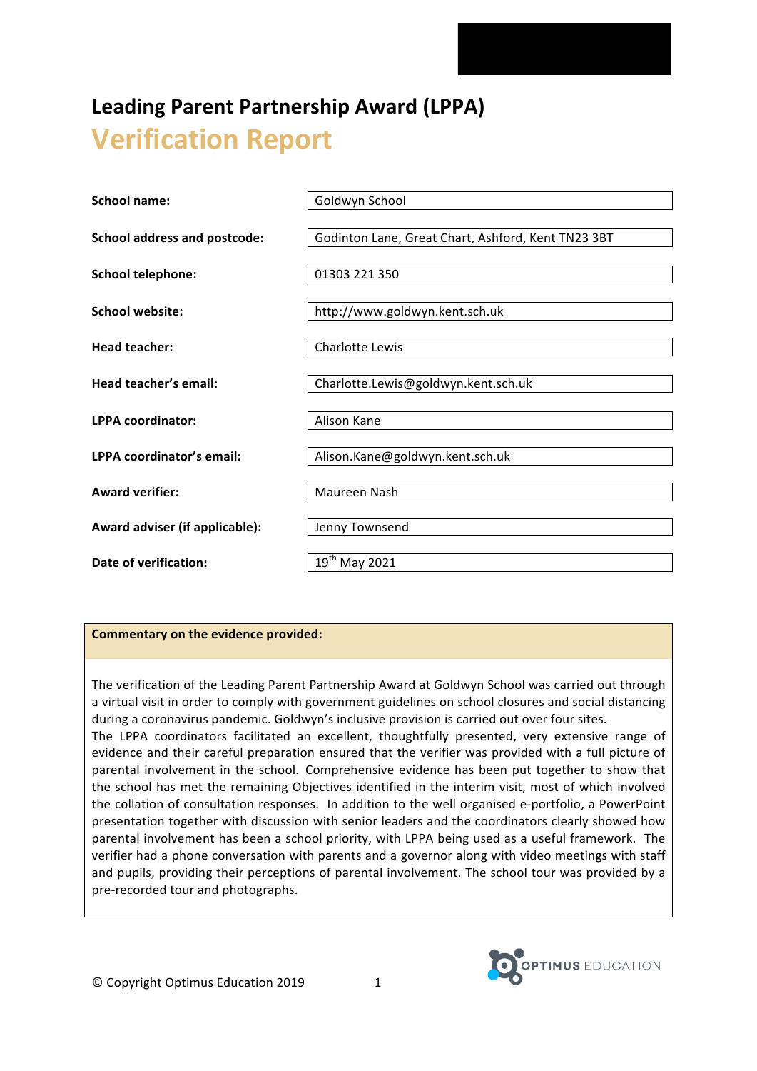# Leading Parent Partnership Award (LPPA)

## Verification Report

| | |
|---|---|
| **School name:** | Goldwyn School |
| **School address and postcode:** | Godinton Lane, Great Chart, Ashford, Kent TN23 3BT |
| **School telephone:** | 01303 221 350 |
| **School website:** | http://www.goldwyn.kent.sch.uk |
| **Head teacher:** | Charlotte Lewis |
| **Head teacher's email:** | Charlotte.Lewis@goldwyn.kent.sch.uk |
| **LPPA coordinator:** | Alison Kane |
| **LPPA coordinator's email:** | Alison.Kane@goldwyn.kent.sch.uk |
| **Award verifier:** | Maureen Nash |
| **Award adviser (if applicable):** | Jenny Townsend |
| **Date of verification:** | 19th May 2021 |

**Commentary on the evidence provided:**

The verification of the Leading Parent Partnership Award at Goldwyn School was carried out through a virtual visit in order to comply with government guidelines on school closures and social distancing during a coronavirus pandemic. Goldwyn's inclusive provision is carried out over four sites.
The LPPA coordinators facilitated an excellent, thoughtfully presented, very extensive range of evidence and their careful preparation ensured that the verifier was provided with a full picture of parental involvement in the school. Comprehensive evidence has been put together to show that the school has met the remaining Objectives identified in the interim visit, most of which involved the collation of consultation responses. In addition to the well organised e-portfolio, a PowerPoint presentation together with discussion with senior leaders and the coordinators clearly showed how parental involvement has been a school priority, with LPPA being used as a useful framework. The verifier had a phone conversation with parents and a governor along with video meetings with staff and pupils, providing their perceptions of parental involvement. The school tour was provided by a pre-recorded tour and photographs.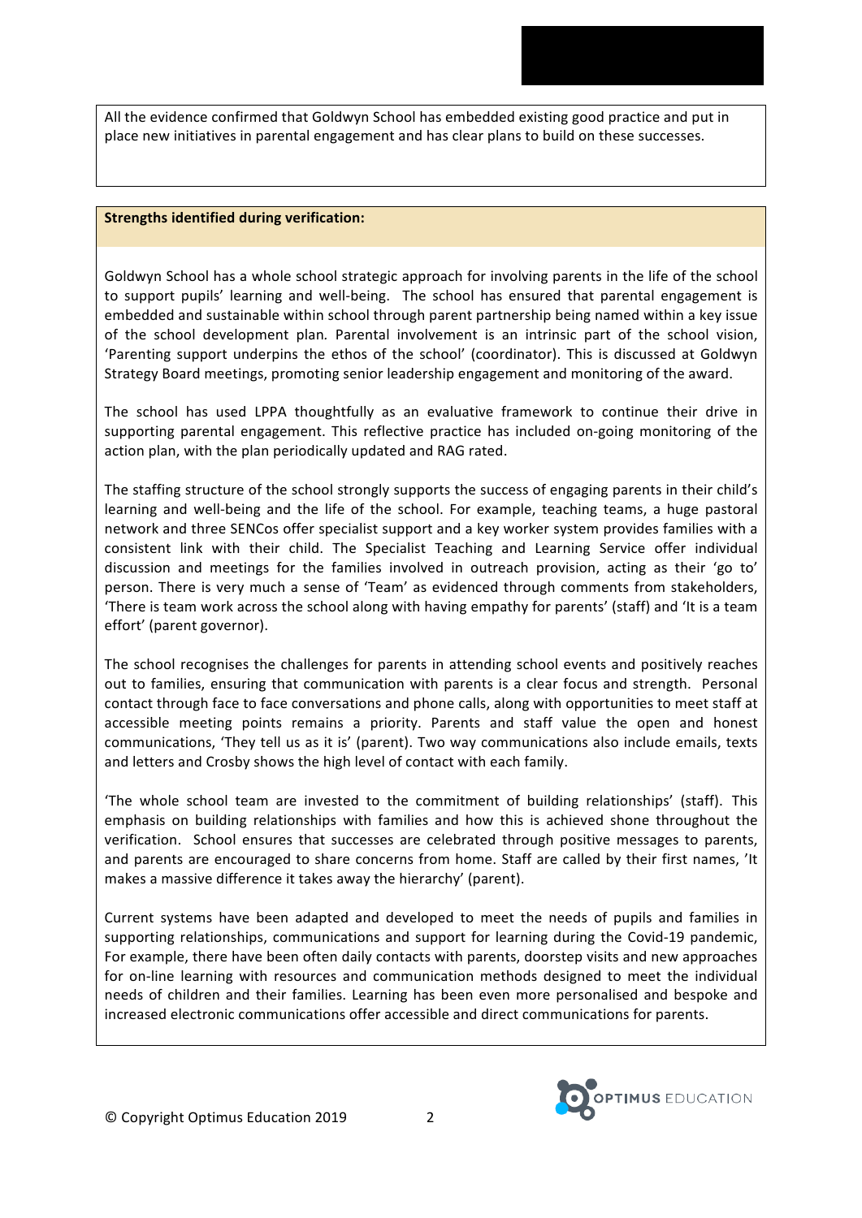All the evidence confirmed that Goldwyn School has embedded existing good practice and put in place new initiatives in parental engagement and has clear plans to build on these successes.

**Strengths identified during verification:**

Goldwyn School has a whole school strategic approach for involving parents in the life of the school to support pupils' learning and well-being. The school has ensured that parental engagement is embedded and sustainable within school through parent partnership being named within a key issue of the school development plan. Parental involvement is an intrinsic part of the school vision, 'Parenting support underpins the ethos of the school' (coordinator). This is discussed at Goldwyn Strategy Board meetings, promoting senior leadership engagement and monitoring of the award.

The school has used LPPA thoughtfully as an evaluative framework to continue their drive in supporting parental engagement. This reflective practice has included on-going monitoring of the action plan, with the plan periodically updated and RAG rated.

The staffing structure of the school strongly supports the success of engaging parents in their child's learning and well-being and the life of the school. For example, teaching teams, a huge pastoral network and three SENCos offer specialist support and a key worker system provides families with a consistent link with their child. The Specialist Teaching and Learning Service offer individual discussion and meetings for the families involved in outreach provision, acting as their 'go to' person. There is very much a sense of 'Team' as evidenced through comments from stakeholders, 'There is team work across the school along with having empathy for parents' (staff) and 'It is a team effort' (parent governor).

The school recognises the challenges for parents in attending school events and positively reaches out to families, ensuring that communication with parents is a clear focus and strength. Personal contact through face to face conversations and phone calls, along with opportunities to meet staff at accessible meeting points remains a priority. Parents and staff value the open and honest communications, 'They tell us as it is' (parent). Two way communications also include emails, texts and letters and Crosby shows the high level of contact with each family.

'The whole school team are invested to the commitment of building relationships' (staff). This emphasis on building relationships with families and how this is achieved shone throughout the verification. School ensures that successes are celebrated through positive messages to parents, and parents are encouraged to share concerns from home. Staff are called by their first names, 'It makes a massive difference it takes away the hierarchy' (parent).

Current systems have been adapted and developed to meet the needs of pupils and families in supporting relationships, communications and support for learning during the Covid-19 pandemic, For example, there have been often daily contacts with parents, doorstep visits and new approaches for on-line learning with resources and communication methods designed to meet the individual needs of children and their families. Learning has been even more personalised and bespoke and increased electronic communications offer accessible and direct communications for parents.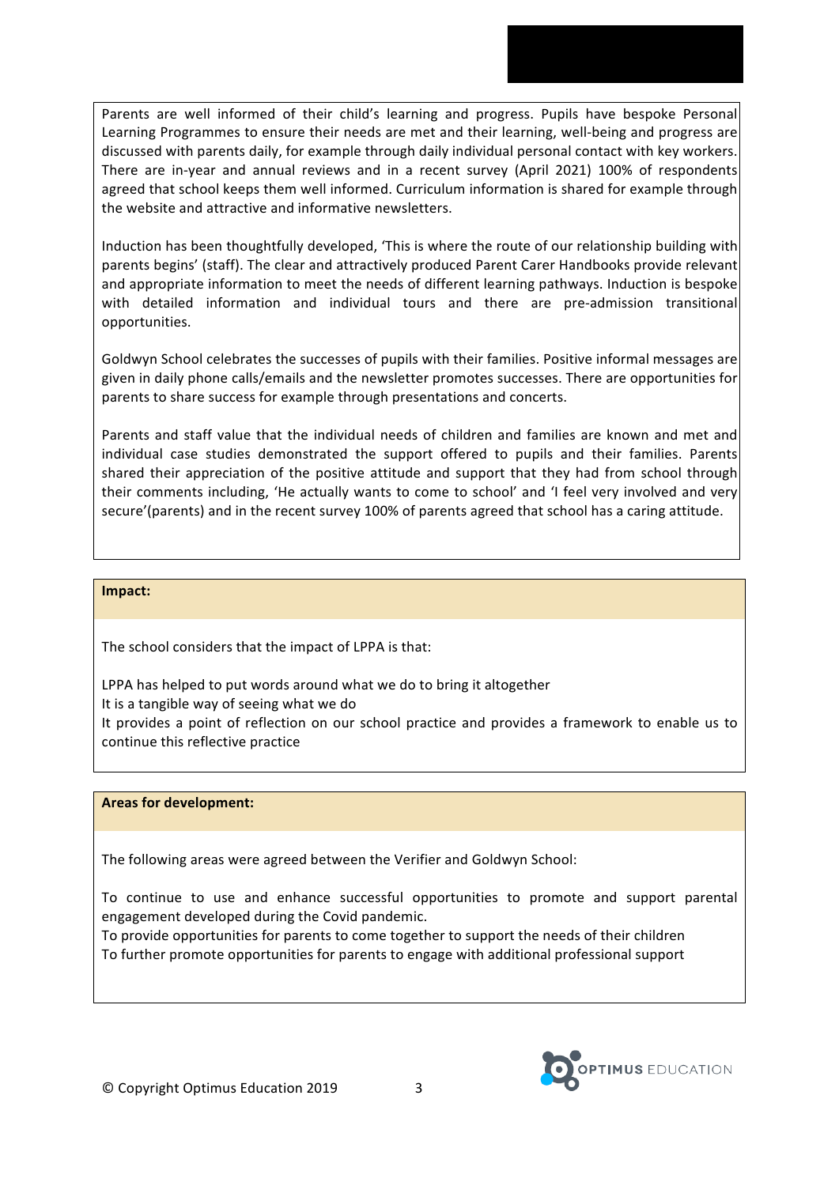Parents are well informed of their child's learning and progress. Pupils have bespoke Personal Learning Programmes to ensure their needs are met and their learning, well-being and progress are discussed with parents daily, for example through daily individual personal contact with key workers. There are in-year and annual reviews and in a recent survey (April 2021) 100% of respondents agreed that school keeps them well informed. Curriculum information is shared for example through the website and attractive and informative newsletters.

Induction has been thoughtfully developed, 'This is where the route of our relationship building with parents begins' (staff). The clear and attractively produced Parent Carer Handbooks provide relevant and appropriate information to meet the needs of different learning pathways. Induction is bespoke with detailed information and individual tours and there are pre-admission transitional opportunities.

Goldwyn School celebrates the successes of pupils with their families. Positive informal messages are given in daily phone calls/emails and the newsletter promotes successes. There are opportunities for parents to share success for example through presentations and concerts.

Parents and staff value that the individual needs of children and families are known and met and individual case studies demonstrated the support offered to pupils and their families. Parents shared their appreciation of the positive attitude and support that they had from school through their comments including, 'He actually wants to come to school' and 'I feel very involved and very secure'(parents) and in the recent survey 100% of parents agreed that school has a caring attitude.

**Impact:**

The school considers that the impact of LPPA is that:

LPPA has helped to put words around what we do to bring it altogether
It is a tangible way of seeing what we do
It provides a point of reflection on our school practice and provides a framework to enable us to continue this reflective practice

**Areas for development:**

The following areas were agreed between the Verifier and Goldwyn School:

To continue to use and enhance successful opportunities to promote and support parental engagement developed during the Covid pandemic.
To provide opportunities for parents to come together to support the needs of their children
To further promote opportunities for parents to engage with additional professional support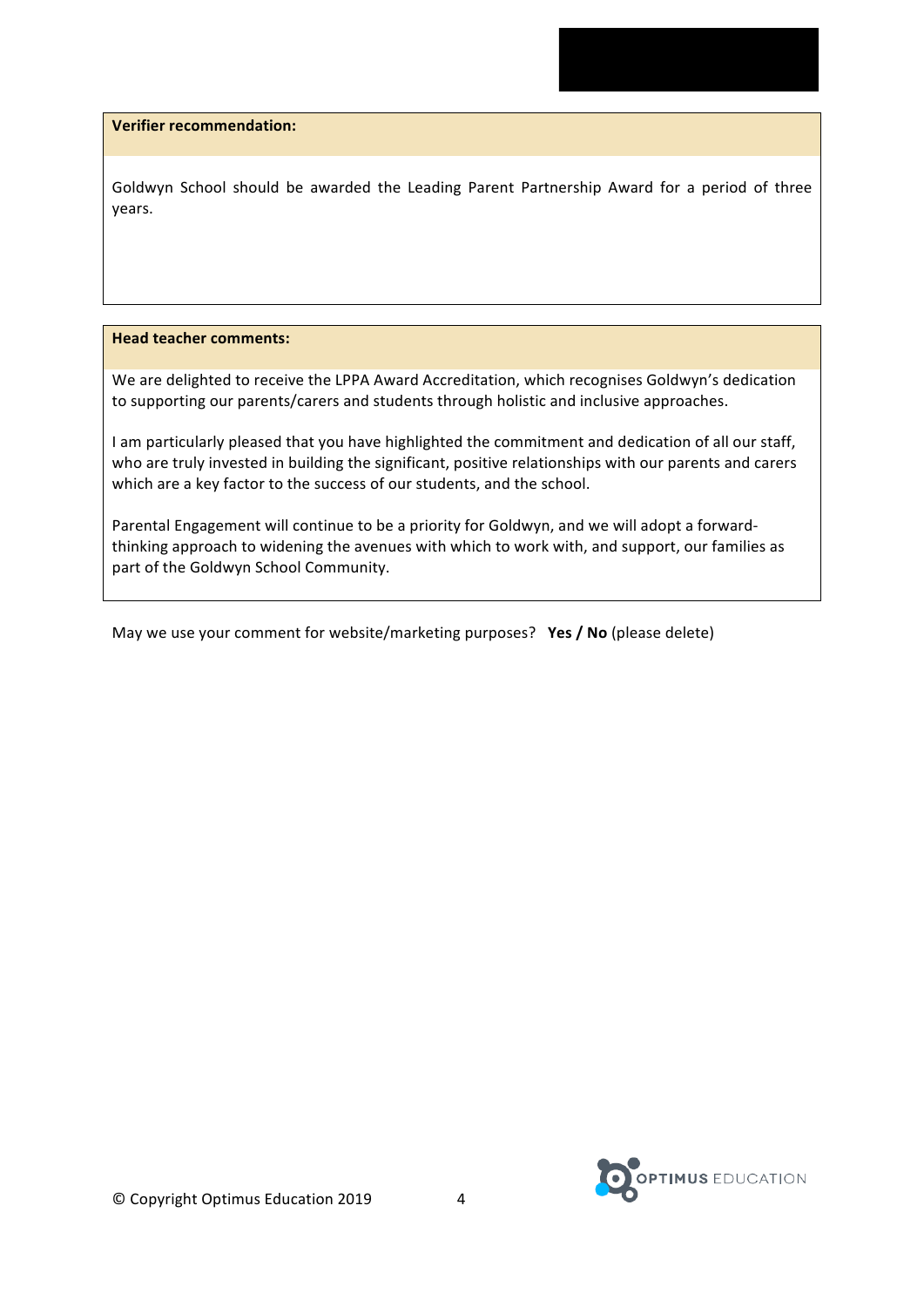**Verifier recommendation:**

Goldwyn School should be awarded the Leading Parent Partnership Award for a period of three years.

**Head teacher comments:**

We are delighted to receive the LPPA Award Accreditation, which recognises Goldwyn's dedication to supporting our parents/carers and students through holistic and inclusive approaches.

I am particularly pleased that you have highlighted the commitment and dedication of all our staff, who are truly invested in building the significant, positive relationships with our parents and carers which are a key factor to the success of our students, and the school.

Parental Engagement will continue to be a priority for Goldwyn, and we will adopt a forward-thinking approach to widening the avenues with which to work with, and support, our families as part of the Goldwyn School Community.

May we use your comment for website/marketing purposes? **Yes / No** (please delete)

© Copyright Optimus Education 2019